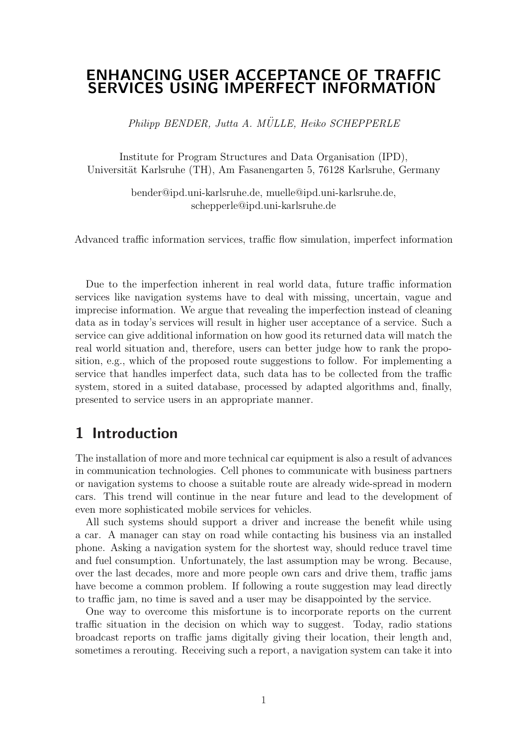# ENHANCING USER ACCEPTANCE OF TRAFFIC SERVICES USING IMPERFECT INFORMATION

*Philipp BENDER, Jutta A. MÜLLE, Heiko SCHEPPERLE*

Institute for Program Structures and Data Organisation (IPD),
Universität Karlsruhe (TH), Am Fasanengarten 5, 76128 Karlsruhe, Germany

bender@ipd.uni-karlsruhe.de, muelle@ipd.uni-karlsruhe.de,
schepperle@ipd.uni-karlsruhe.de

Advanced traffic information services, traffic flow simulation, imperfect information

Due to the imperfection inherent in real world data, future traffic information services like navigation systems have to deal with missing, uncertain, vague and imprecise information. We argue that revealing the imperfection instead of cleaning data as in today's services will result in higher user acceptance of a service. Such a service can give additional information on how good its returned data will match the real world situation and, therefore, users can better judge how to rank the proposition, e.g., which of the proposed route suggestions to follow. For implementing a service that handles imperfect data, such data has to be collected from the traffic system, stored in a suited database, processed by adapted algorithms and, finally, presented to service users in an appropriate manner.

## 1 Introduction

The installation of more and more technical car equipment is also a result of advances in communication technologies. Cell phones to communicate with business partners or navigation systems to choose a suitable route are already wide-spread in modern cars. This trend will continue in the near future and lead to the development of even more sophisticated mobile services for vehicles.

All such systems should support a driver and increase the benefit while using a car. A manager can stay on road while contacting his business via an installed phone. Asking a navigation system for the shortest way, should reduce travel time and fuel consumption. Unfortunately, the last assumption may be wrong. Because, over the last decades, more and more people own cars and drive them, traffic jams have become a common problem. If following a route suggestion may lead directly to traffic jam, no time is saved and a user may be disappointed by the service.

One way to overcome this misfortune is to incorporate reports on the current traffic situation in the decision on which way to suggest. Today, radio stations broadcast reports on traffic jams digitally giving their location, their length and, sometimes a rerouting. Receiving such a report, a navigation system can take it into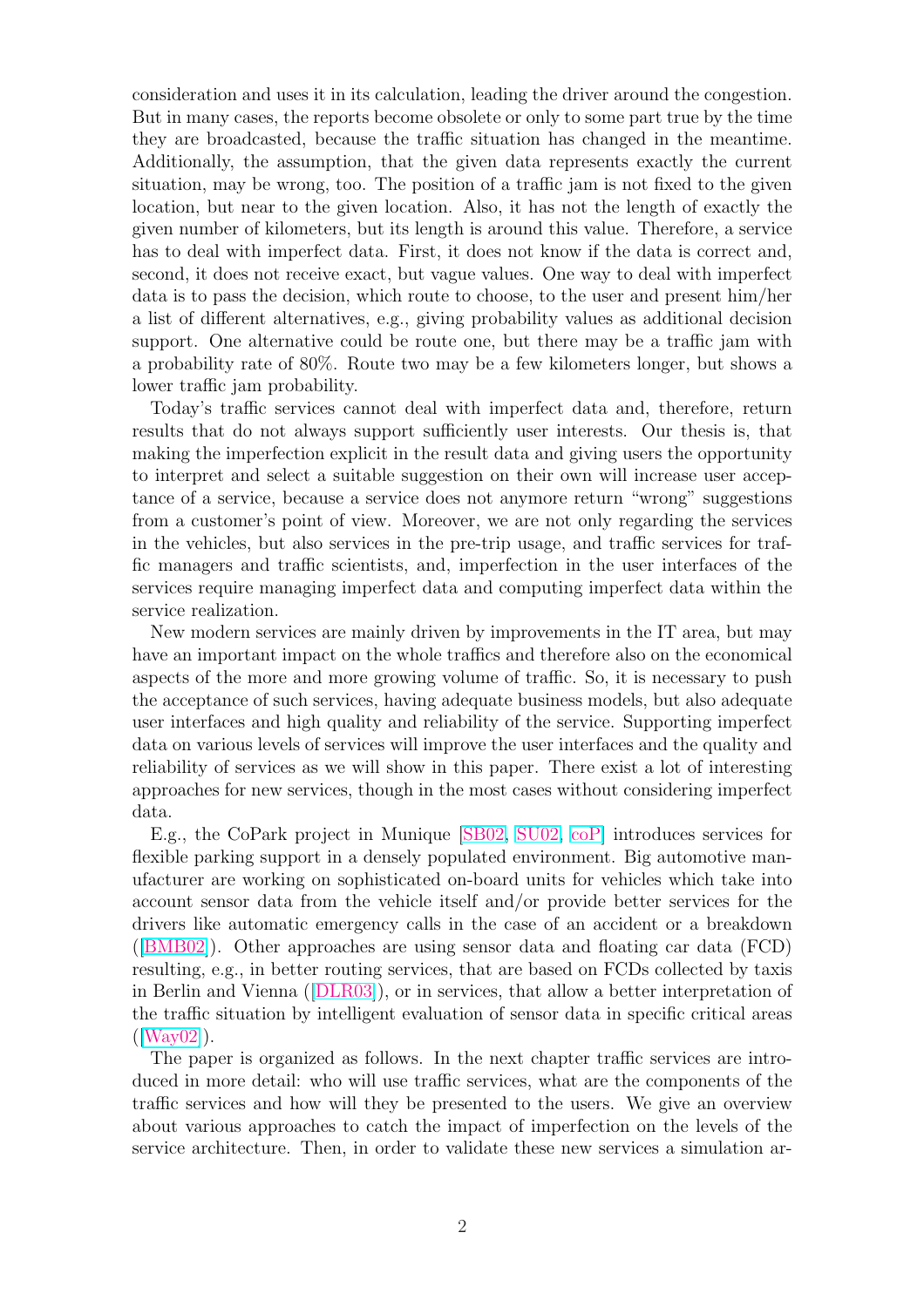consideration and uses it in its calculation, leading the driver around the congestion. But in many cases, the reports become obsolete or only to some part true by the time they are broadcasted, because the traffic situation has changed in the meantime. Additionally, the assumption, that the given data represents exactly the current situation, may be wrong, too. The position of a traffic jam is not fixed to the given location, but near to the given location. Also, it has not the length of exactly the given number of kilometers, but its length is around this value. Therefore, a service has to deal with imperfect data. First, it does not know if the data is correct and, second, it does not receive exact, but vague values. One way to deal with imperfect data is to pass the decision, which route to choose, to the user and present him/her a list of different alternatives, e.g., giving probability values as additional decision support. One alternative could be route one, but there may be a traffic jam with a probability rate of 80%. Route two may be a few kilometers longer, but shows a lower traffic jam probability.

Today's traffic services cannot deal with imperfect data and, therefore, return results that do not always support sufficiently user interests. Our thesis is, that making the imperfection explicit in the result data and giving users the opportunity to interpret and select a suitable suggestion on their own will increase user acceptance of a service, because a service does not anymore return "wrong" suggestions from a customer's point of view. Moreover, we are not only regarding the services in the vehicles, but also services in the pre-trip usage, and traffic services for traffic managers and traffic scientists, and, imperfection in the user interfaces of the services require managing imperfect data and computing imperfect data within the service realization.

New modern services are mainly driven by improvements in the IT area, but may have an important impact on the whole traffics and therefore also on the economical aspects of the more and more growing volume of traffic. So, it is necessary to push the acceptance of such services, having adequate business models, but also adequate user interfaces and high quality and reliability of the service. Supporting imperfect data on various levels of services will improve the user interfaces and the quality and reliability of services as we will show in this paper. There exist a lot of interesting approaches for new services, though in the most cases without considering imperfect data.

E.g., the CoPark project in Munique [SB02, SU02, coP] introduces services for flexible parking support in a densely populated environment. Big automotive manufacturer are working on sophisticated on-board units for vehicles which take into account sensor data from the vehicle itself and/or provide better services for the drivers like automatic emergency calls in the case of an accident or a breakdown ([BMB02]). Other approaches are using sensor data and floating car data (FCD) resulting, e.g., in better routing services, that are based on FCDs collected by taxis in Berlin and Vienna ([DLR03]), or in services, that allow a better interpretation of the traffic situation by intelligent evaluation of sensor data in specific critical areas ([Way02]).

The paper is organized as follows. In the next chapter traffic services are introduced in more detail: who will use traffic services, what are the components of the traffic services and how will they be presented to the users. We give an overview about various approaches to catch the impact of imperfection on the levels of the service architecture. Then, in order to validate these new services a simulation ar-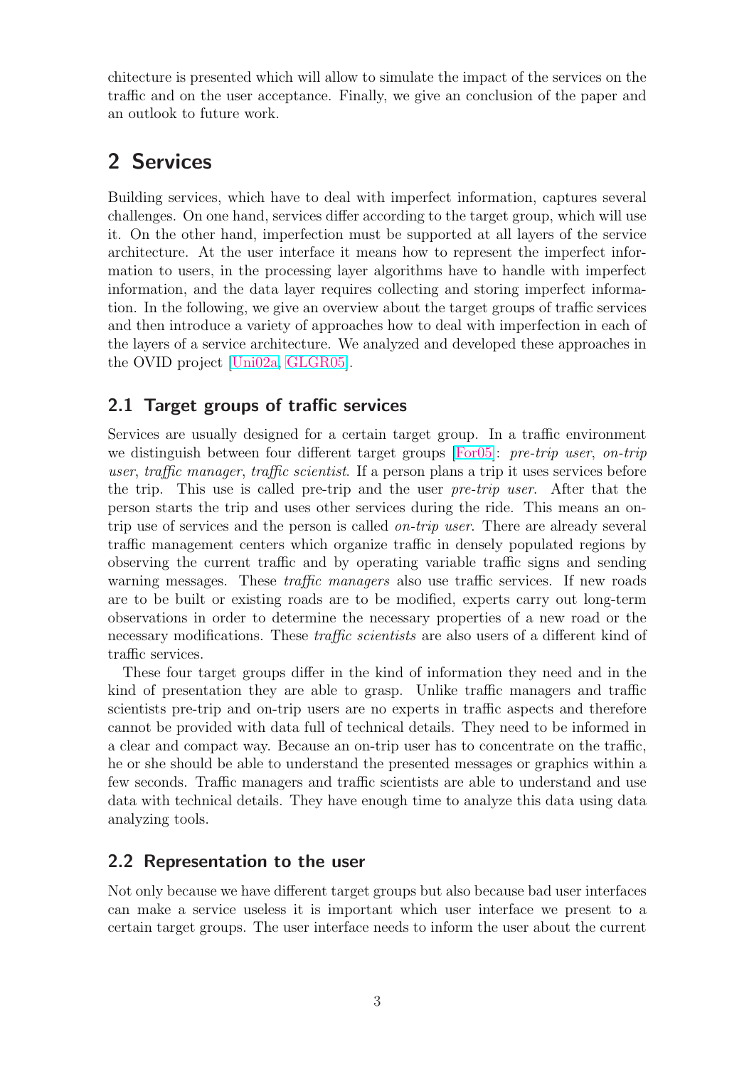chitecture is presented which will allow to simulate the impact of the services on the traffic and on the user acceptance. Finally, we give an conclusion of the paper and an outlook to future work.

# 2 Services

Building services, which have to deal with imperfect information, captures several challenges. On one hand, services differ according to the target group, which will use it. On the other hand, imperfection must be supported at all layers of the service architecture. At the user interface it means how to represent the imperfect information to users, in the processing layer algorithms have to handle with imperfect information, and the data layer requires collecting and storing imperfect information. In the following, we give an overview about the target groups of traffic services and then introduce a variety of approaches how to deal with imperfection in each of the layers of a service architecture. We analyzed and developed these approaches in the OVID project [Uni02a, GLGR05].

## 2.1 Target groups of traffic services

Services are usually designed for a certain target group. In a traffic environment we distinguish between four different target groups [For05]: *pre-trip user*, *on-trip user*, *traffic manager*, *traffic scientist*. If a person plans a trip it uses services before the trip. This use is called pre-trip and the user *pre-trip user*. After that the person starts the trip and uses other services during the ride. This means an on-trip use of services and the person is called *on-trip user*. There are already several traffic management centers which organize traffic in densely populated regions by observing the current traffic and by operating variable traffic signs and sending warning messages. These *traffic managers* also use traffic services. If new roads are to be built or existing roads are to be modified, experts carry out long-term observations in order to determine the necessary properties of a new road or the necessary modifications. These *traffic scientists* are also users of a different kind of traffic services.

These four target groups differ in the kind of information they need and in the kind of presentation they are able to grasp. Unlike traffic managers and traffic scientists pre-trip and on-trip users are no experts in traffic aspects and therefore cannot be provided with data full of technical details. They need to be informed in a clear and compact way. Because an on-trip user has to concentrate on the traffic, he or she should be able to understand the presented messages or graphics within a few seconds. Traffic managers and traffic scientists are able to understand and use data with technical details. They have enough time to analyze this data using data analyzing tools.

## 2.2 Representation to the user

Not only because we have different target groups but also because bad user interfaces can make a service useless it is important which user interface we present to a certain target groups. The user interface needs to inform the user about the current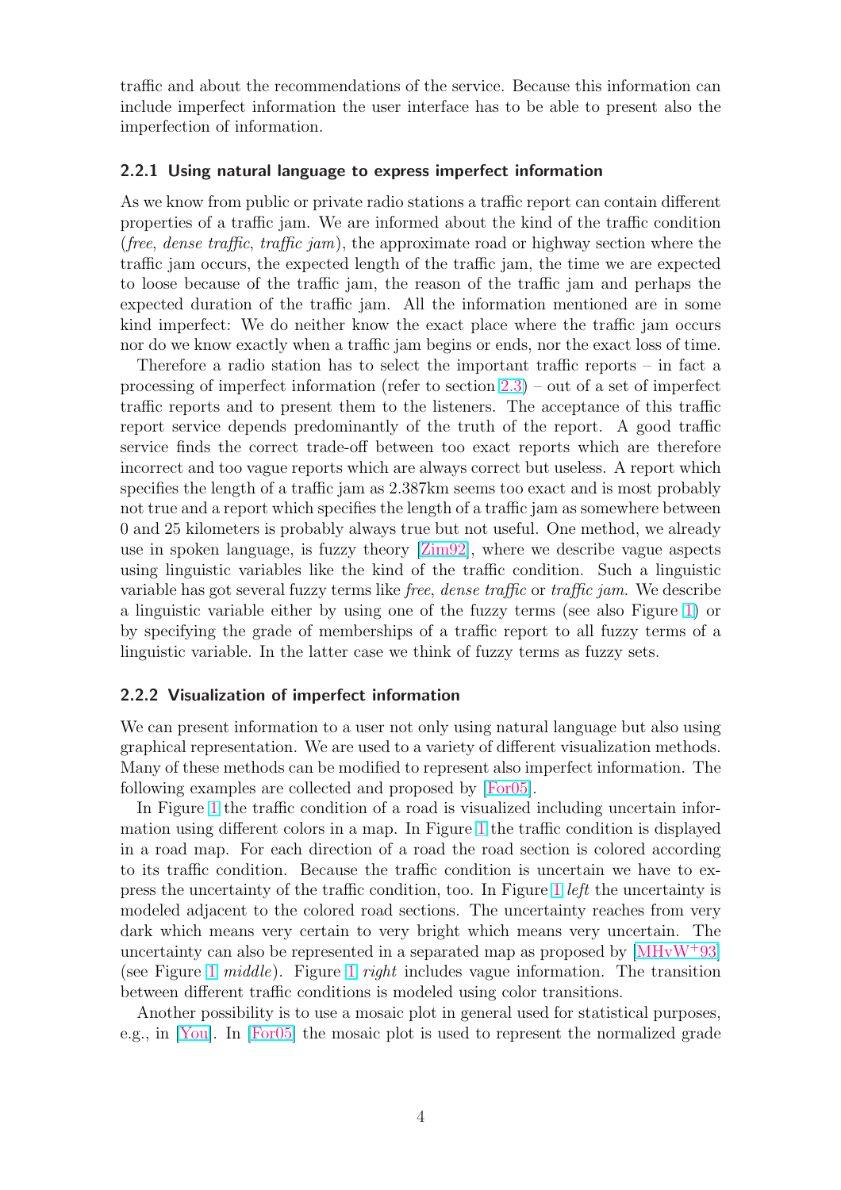traffic and about the recommendations of the service. Because this information can include imperfect information the user interface has to be able to present also the imperfection of information.

### 2.2.1 Using natural language to express imperfect information

As we know from public or private radio stations a traffic report can contain different properties of a traffic jam. We are informed about the kind of the traffic condition (*free*, *dense traffic*, *traffic jam*), the approximate road or highway section where the traffic jam occurs, the expected length of the traffic jam, the time we are expected to loose because of the traffic jam, the reason of the traffic jam and perhaps the expected duration of the traffic jam. All the information mentioned are in some kind imperfect: We do neither know the exact place where the traffic jam occurs nor do we know exactly when a traffic jam begins or ends, nor the exact loss of time.

Therefore a radio station has to select the important traffic reports – in fact a processing of imperfect information (refer to section 2.3) – out of a set of imperfect traffic reports and to present them to the listeners. The acceptance of this traffic report service depends predominantly of the truth of the report. A good traffic service finds the correct trade-off between too exact reports which are therefore incorrect and too vague reports which are always correct but useless. A report which specifies the length of a traffic jam as 2.387km seems too exact and is most probably not true and a report which specifies the length of a traffic jam as somewhere between 0 and 25 kilometers is probably always true but not useful. One method, we already use in spoken language, is fuzzy theory [Zim92], where we describe vague aspects using linguistic variables like the kind of the traffic condition. Such a linguistic variable has got several fuzzy terms like *free*, *dense traffic* or *traffic jam*. We describe a linguistic variable either by using one of the fuzzy terms (see also Figure 1) or by specifying the grade of memberships of a traffic report to all fuzzy terms of a linguistic variable. In the latter case we think of fuzzy terms as fuzzy sets.

### 2.2.2 Visualization of imperfect information

We can present information to a user not only using natural language but also using graphical representation. We are used to a variety of different visualization methods. Many of these methods can be modified to represent also imperfect information. The following examples are collected and proposed by [For05].

In Figure 1 the traffic condition of a road is visualized including uncertain information using different colors in a map. In Figure 1 the traffic condition is displayed in a road map. For each direction of a road the road section is colored according to its traffic condition. Because the traffic condition is uncertain we have to express the uncertainty of the traffic condition, too. In Figure 1 *left* the uncertainty is modeled adjacent to the colored road sections. The uncertainty reaches from very dark which means very certain to very bright which means very uncertain. The uncertainty can also be represented in a separated map as proposed by [MHvW+93] (see Figure 1 *middle*). Figure 1 *right* includes vague information. The transition between different traffic conditions is modeled using color transitions.

Another possibility is to use a mosaic plot in general used for statistical purposes, e.g., in [You]. In [For05] the mosaic plot is used to represent the normalized grade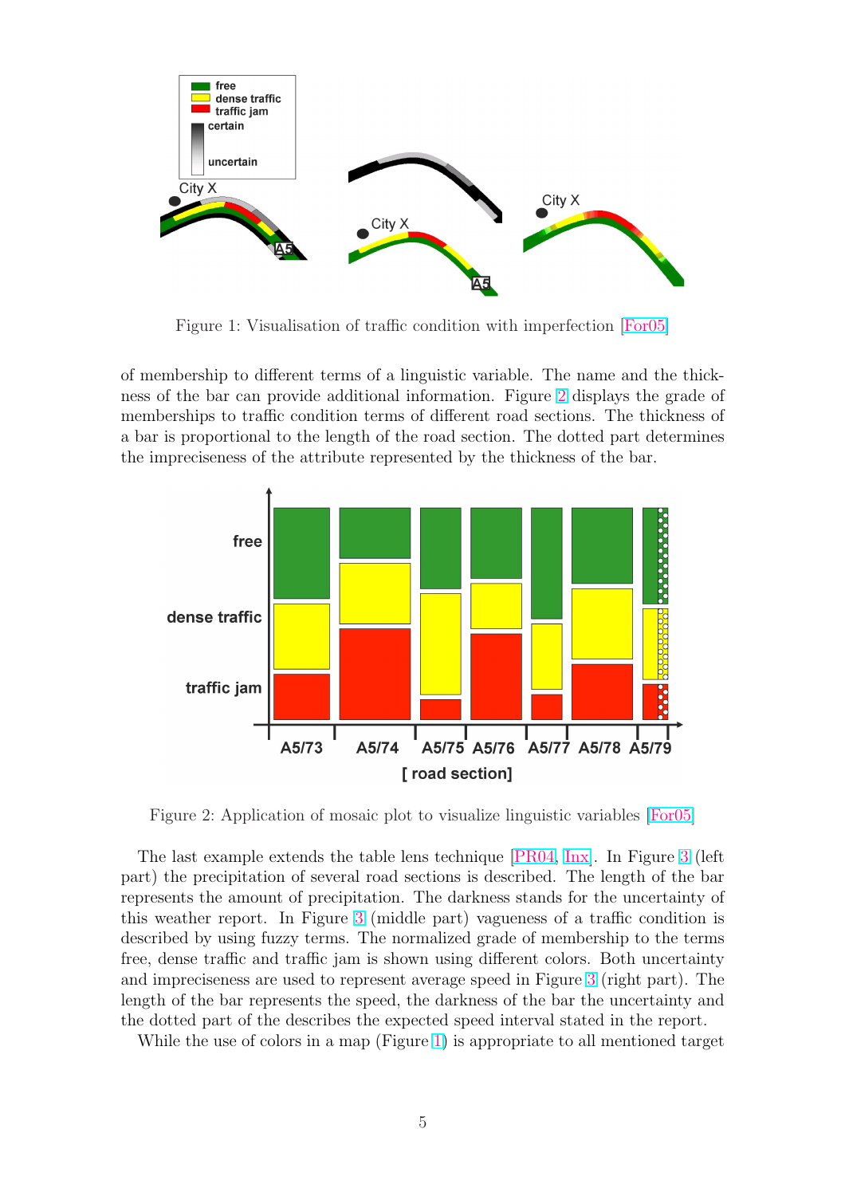Figure 1: Visualisation of traffic condition with imperfection [For05]

of membership to different terms of a linguistic variable. The name and the thickness of the bar can provide additional information. Figure 2 displays the grade of memberships to traffic condition terms of different road sections. The thickness of a bar is proportional to the length of the road section. The dotted part determines the impreciseness of the attribute represented by the thickness of the bar.

Figure 2: Application of mosaic plot to visualize linguistic variables [For05]

The last example extends the table lens technique [PR04, Inx]. In Figure 3 (left part) the precipitation of several road sections is described. The length of the bar represents the amount of precipitation. The darkness stands for the uncertainty of this weather report. In Figure 3 (middle part) vagueness of a traffic condition is described by using fuzzy terms. The normalized grade of membership to the terms free, dense traffic and traffic jam is shown using different colors. Both uncertainty and impreciseness are used to represent average speed in Figure 3 (right part). The length of the bar represents the speed, the darkness of the bar the uncertainty and the dotted part of the describes the expected speed interval stated in the report.

While the use of colors in a map (Figure 1) is appropriate to all mentioned target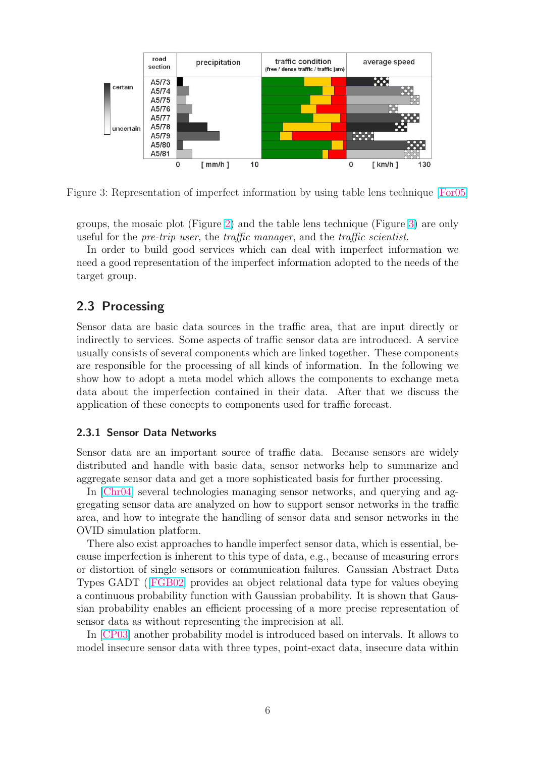Figure 3: Representation of imperfect information by using table lens technique [For05]

groups, the mosaic plot (Figure 2) and the table lens technique (Figure 3) are only useful for the *pre-trip user*, the *traffic manager*, and the *traffic scientist*.

In order to build good services which can deal with imperfect information we need a good representation of the imperfect information adopted to the needs of the target group.

## 2.3 Processing

Sensor data are basic data sources in the traffic area, that are input directly or indirectly to services. Some aspects of traffic sensor data are introduced. A service usually consists of several components which are linked together. These components are responsible for the processing of all kinds of information. In the following we show how to adopt a meta model which allows the components to exchange meta data about the imperfection contained in their data. After that we discuss the application of these concepts to components used for traffic forecast.

### 2.3.1 Sensor Data Networks

Sensor data are an important source of traffic data. Because sensors are widely distributed and handle with basic data, sensor networks help to summarize and aggregate sensor data and get a more sophisticated basis for further processing.

In [Chr04] several technologies managing sensor networks, and querying and aggregating sensor data are analyzed on how to support sensor networks in the traffic area, and how to integrate the handling of sensor data and sensor networks in the OVID simulation platform.

There also exist approaches to handle imperfect sensor data, which is essential, because imperfection is inherent to this type of data, e.g., because of measuring errors or distortion of single sensors or communication failures. Gaussian Abstract Data Types GADT ([FGB02] provides an object relational data type for values obeying a continuous probability function with Gaussian probability. It is shown that Gaussian probability enables an efficient processing of a more precise representation of sensor data as without representing the imprecision at all.

In [CP03] another probability model is introduced based on intervals. It allows to model insecure sensor data with three types, point-exact data, insecure data within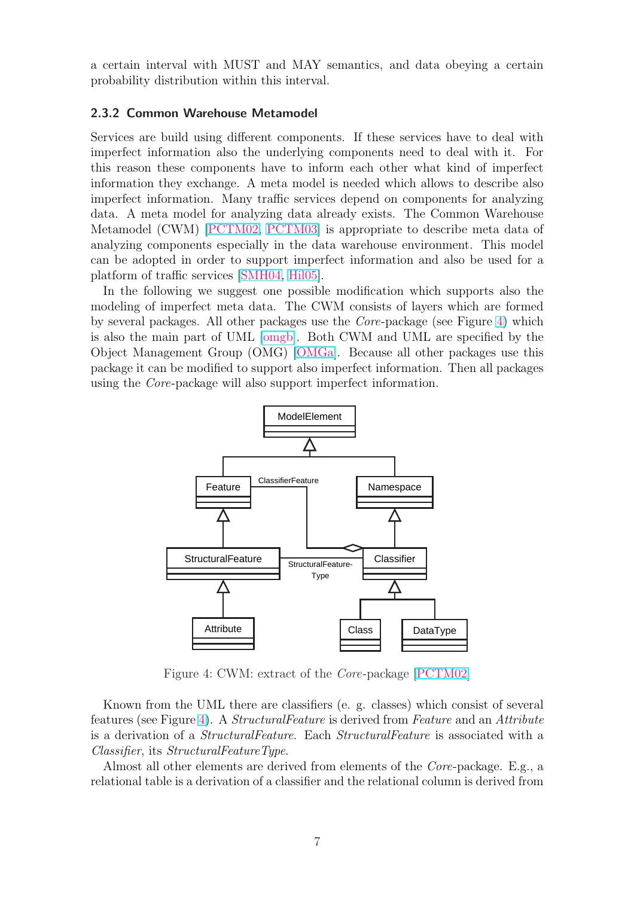a certain interval with MUST and MAY semantics, and data obeying a certain probability distribution within this interval.

### 2.3.2 Common Warehouse Metamodel

Services are build using different components. If these services have to deal with imperfect information also the underlying components need to deal with it. For this reason these components have to inform each other what kind of imperfect information they exchange. A meta model is needed which allows to describe also imperfect information. Many traffic services depend on components for analyzing data. A meta model for analyzing data already exists. The Common Warehouse Metamodel (CWM) [PCTM02, PCTM03] is appropriate to describe meta data of analyzing components especially in the data warehouse environment. This model can be adopted in order to support imperfect information and also be used for a platform of traffic services [SMH04, Hil05].

In the following we suggest one possible modification which supports also the modeling of imperfect meta data. The CWM consists of layers which are formed by several packages. All other packages use the *Core*-package (see Figure 4) which is also the main part of UML [omgb]. Both CWM and UML are specified by the Object Management Group (OMG) [OMGa]. Because all other packages use this package it can be modified to support also imperfect information. Then all packages using the *Core*-package will also support imperfect information.

Figure 4: CWM: extract of the *Core*-package [PCTM02]

Known from the UML there are classifiers (e. g. classes) which consist of several features (see Figure 4). A *StructuralFeature* is derived from *Feature* and an *Attribute* is a derivation of a *StructuralFeature*. Each *StructuralFeature* is associated with a *Classifier*, its *StructuralFeatureType*.

Almost all other elements are derived from elements of the *Core*-package. E.g., a relational table is a derivation of a classifier and the relational column is derived from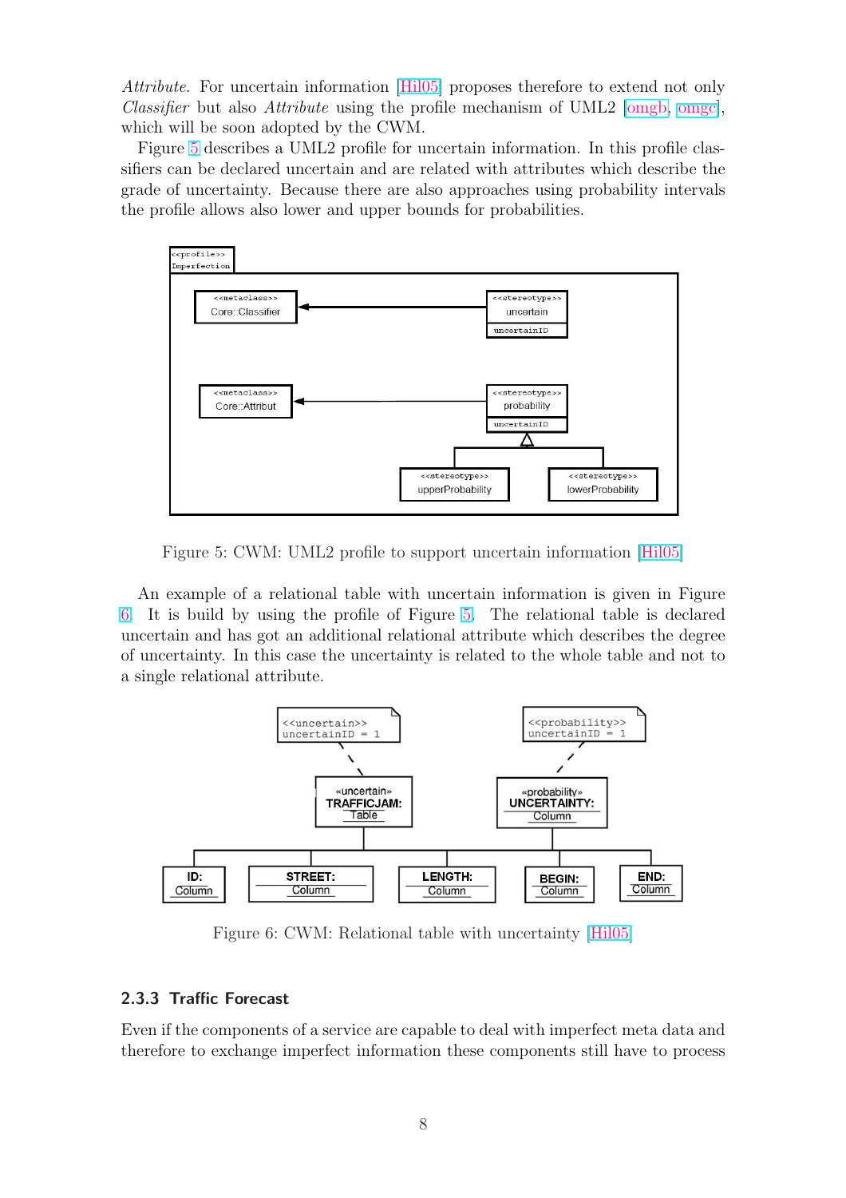*Attribute*. For uncertain information [Hil05] proposes therefore to extend not only *Classifier* but also *Attribute* using the profile mechanism of UML2 [omgb, omgc], which will be soon adopted by the CWM.

Figure 5 describes a UML2 profile for uncertain information. In this profile classifiers can be declared uncertain and are related with attributes which describe the grade of uncertainty. Because there are also approaches using probability intervals the profile allows also lower and upper bounds for probabilities.

Figure 5: CWM: UML2 profile to support uncertain information [Hil05]

An example of a relational table with uncertain information is given in Figure 6. It is build by using the profile of Figure 5. The relational table is declared uncertain and has got an additional relational attribute which describes the degree of uncertainty. In this case the uncertainty is related to the whole table and not to a single relational attribute.

Figure 6: CWM: Relational table with uncertainty [Hil05]

### 2.3.3 Traffic Forecast

Even if the components of a service are capable to deal with imperfect meta data and therefore to exchange imperfect information these components still have to process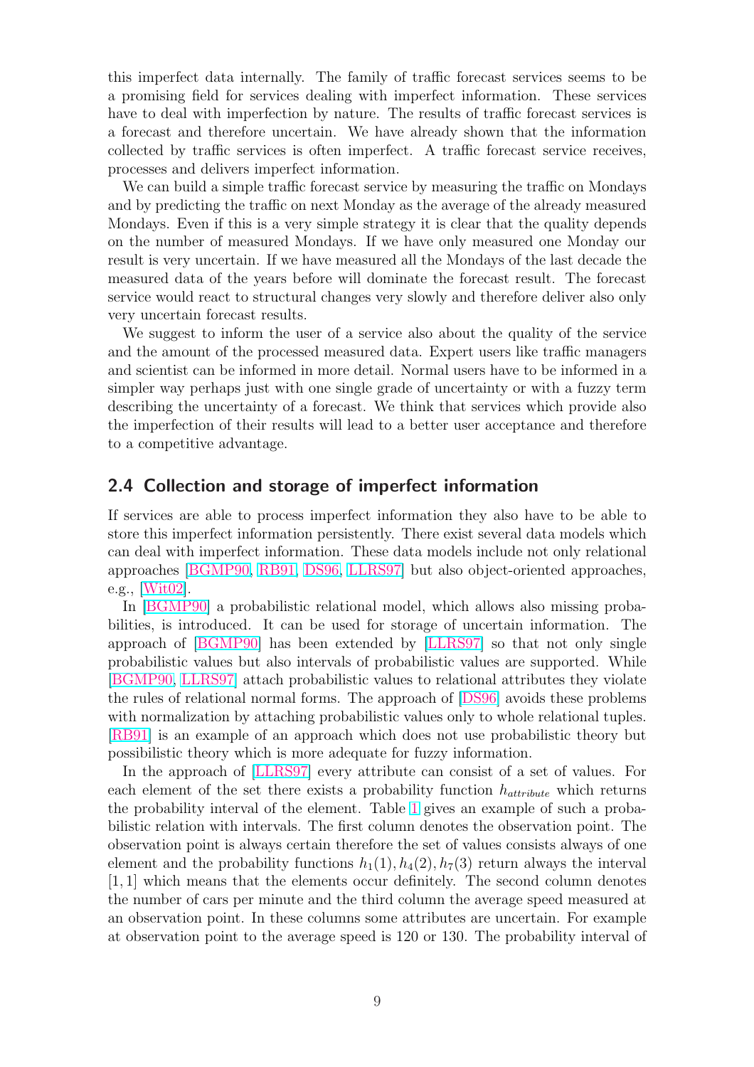this imperfect data internally. The family of traffic forecast services seems to be a promising field for services dealing with imperfect information. These services have to deal with imperfection by nature. The results of traffic forecast services is a forecast and therefore uncertain. We have already shown that the information collected by traffic services is often imperfect. A traffic forecast service receives, processes and delivers imperfect information.

We can build a simple traffic forecast service by measuring the traffic on Mondays and by predicting the traffic on next Monday as the average of the already measured Mondays. Even if this is a very simple strategy it is clear that the quality depends on the number of measured Mondays. If we have only measured one Monday our result is very uncertain. If we have measured all the Mondays of the last decade the measured data of the years before will dominate the forecast result. The forecast service would react to structural changes very slowly and therefore deliver also only very uncertain forecast results.

We suggest to inform the user of a service also about the quality of the service and the amount of the processed measured data. Expert users like traffic managers and scientist can be informed in more detail. Normal users have to be informed in a simpler way perhaps just with one single grade of uncertainty or with a fuzzy term describing the uncertainty of a forecast. We think that services which provide also the imperfection of their results will lead to a better user acceptance and therefore to a competitive advantage.

## 2.4 Collection and storage of imperfect information

If services are able to process imperfect information they also have to be able to store this imperfect information persistently. There exist several data models which can deal with imperfect information. These data models include not only relational approaches [BGMP90, RB91, DS96, LLRS97] but also object-oriented approaches, e.g., [Wit02].

In [BGMP90] a probabilistic relational model, which allows also missing probabilities, is introduced. It can be used for storage of uncertain information. The approach of [BGMP90] has been extended by [LLRS97] so that not only single probabilistic values but also intervals of probabilistic values are supported. While [BGMP90, LLRS97] attach probabilistic values to relational attributes they violate the rules of relational normal forms. The approach of [DS96] avoids these problems with normalization by attaching probabilistic values only to whole relational tuples. [RB91] is an example of an approach which does not use probabilistic theory but possibilistic theory which is more adequate for fuzzy information.

In the approach of [LLRS97] every attribute can consist of a set of values. For each element of the set there exists a probability function $h_{attribute}$ which returns the probability interval of the element. Table 1 gives an example of such a probabilistic relation with intervals. The first column denotes the observation point. The observation point is always certain therefore the set of values consists always of one element and the probability functions $h_1(1), h_4(2), h_7(3)$ return always the interval $[1, 1]$ which means that the elements occur definitely. The second column denotes the number of cars per minute and the third column the average speed measured at an observation point. In these columns some attributes are uncertain. For example at observation point to the average speed is 120 or 130. The probability interval of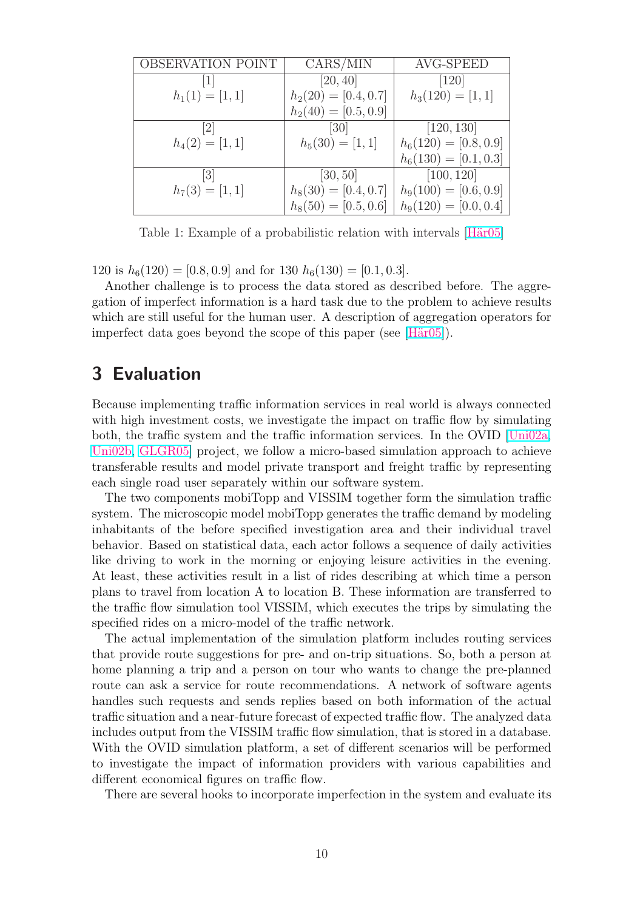| OBSERVATION POINT | CARS/MIN | AVG-SPEED |
|---|---|---|
| [1] <br> $h_1(1) = [1, 1]$ | [20, 40] <br> $h_2(20) = [0.4, 0.7]$ <br> $h_2(40) = [0.5, 0.9]$ | [120] <br> $h_3(120) = [1, 1]$ |
| [2] <br> $h_4(2) = [1, 1]$ | [30] <br> $h_5(30) = [1, 1]$ | [120, 130] <br> $h_6(120) = [0.8, 0.9]$ <br> $h_6(130) = [0.1, 0.3]$ |
| [3] <br> $h_7(3) = [1, 1]$ | [30, 50] <br> $h_8(30) = [0.4, 0.7]$ <br> $h_8(50) = [0.5, 0.6]$ | [100, 120] <br> $h_9(100) = [0.6, 0.9]$ <br> $h_9(120) = [0.0, 0.4]$ |

Table 1: Example of a probabilistic relation with intervals [Här05]

120 is $h_6(120) = [0.8, 0.9]$ and for 130 $h_6(130) = [0.1, 0.3]$.

Another challenge is to process the data stored as described before. The aggregation of imperfect information is a hard task due to the problem to achieve results which are still useful for the human user. A description of aggregation operators for imperfect data goes beyond the scope of this paper (see [Här05]).

# 3 Evaluation

Because implementing traffic information services in real world is always connected with high investment costs, we investigate the impact on traffic flow by simulating both, the traffic system and the traffic information services. In the OVID [Uni02a, Uni02b, GLGR05] project, we follow a micro-based simulation approach to achieve transferable results and model private transport and freight traffic by representing each single road user separately within our software system.

The two components mobiTopp and VISSIM together form the simulation traffic system. The microscopic model mobiTopp generates the traffic demand by modeling inhabitants of the before specified investigation area and their individual travel behavior. Based on statistical data, each actor follows a sequence of daily activities like driving to work in the morning or enjoying leisure activities in the evening. At least, these activities result in a list of rides describing at which time a person plans to travel from location A to location B. These information are transferred to the traffic flow simulation tool VISSIM, which executes the trips by simulating the specified rides on a micro-model of the traffic network.

The actual implementation of the simulation platform includes routing services that provide route suggestions for pre- and on-trip situations. So, both a person at home planning a trip and a person on tour who wants to change the pre-planned route can ask a service for route recommendations. A network of software agents handles such requests and sends replies based on both information of the actual traffic situation and a near-future forecast of expected traffic flow. The analyzed data includes output from the VISSIM traffic flow simulation, that is stored in a database. With the OVID simulation platform, a set of different scenarios will be performed to investigate the impact of information providers with various capabilities and different economical figures on traffic flow.

There are several hooks to incorporate imperfection in the system and evaluate its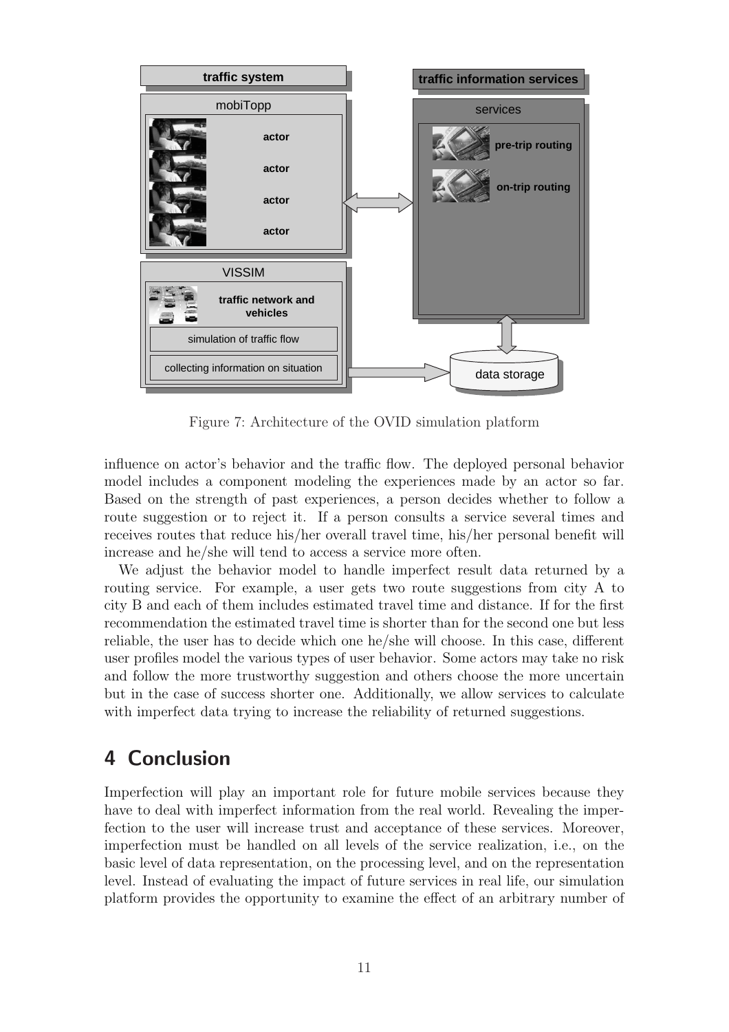Figure 7: Architecture of the OVID simulation platform

influence on actor's behavior and the traffic flow. The deployed personal behavior model includes a component modeling the experiences made by an actor so far. Based on the strength of past experiences, a person decides whether to follow a route suggestion or to reject it. If a person consults a service several times and receives routes that reduce his/her overall travel time, his/her personal benefit will increase and he/she will tend to access a service more often.

We adjust the behavior model to handle imperfect result data returned by a routing service. For example, a user gets two route suggestions from city A to city B and each of them includes estimated travel time and distance. If for the first recommendation the estimated travel time is shorter than for the second one but less reliable, the user has to decide which one he/she will choose. In this case, different user profiles model the various types of user behavior. Some actors may take no risk and follow the more trustworthy suggestion and others choose the more uncertain but in the case of success shorter one. Additionally, we allow services to calculate with imperfect data trying to increase the reliability of returned suggestions.

# 4 Conclusion

Imperfection will play an important role for future mobile services because they have to deal with imperfect information from the real world. Revealing the imperfection to the user will increase trust and acceptance of these services. Moreover, imperfection must be handled on all levels of the service realization, i.e., on the basic level of data representation, on the processing level, and on the representation level. Instead of evaluating the impact of future services in real life, our simulation platform provides the opportunity to examine the effect of an arbitrary number of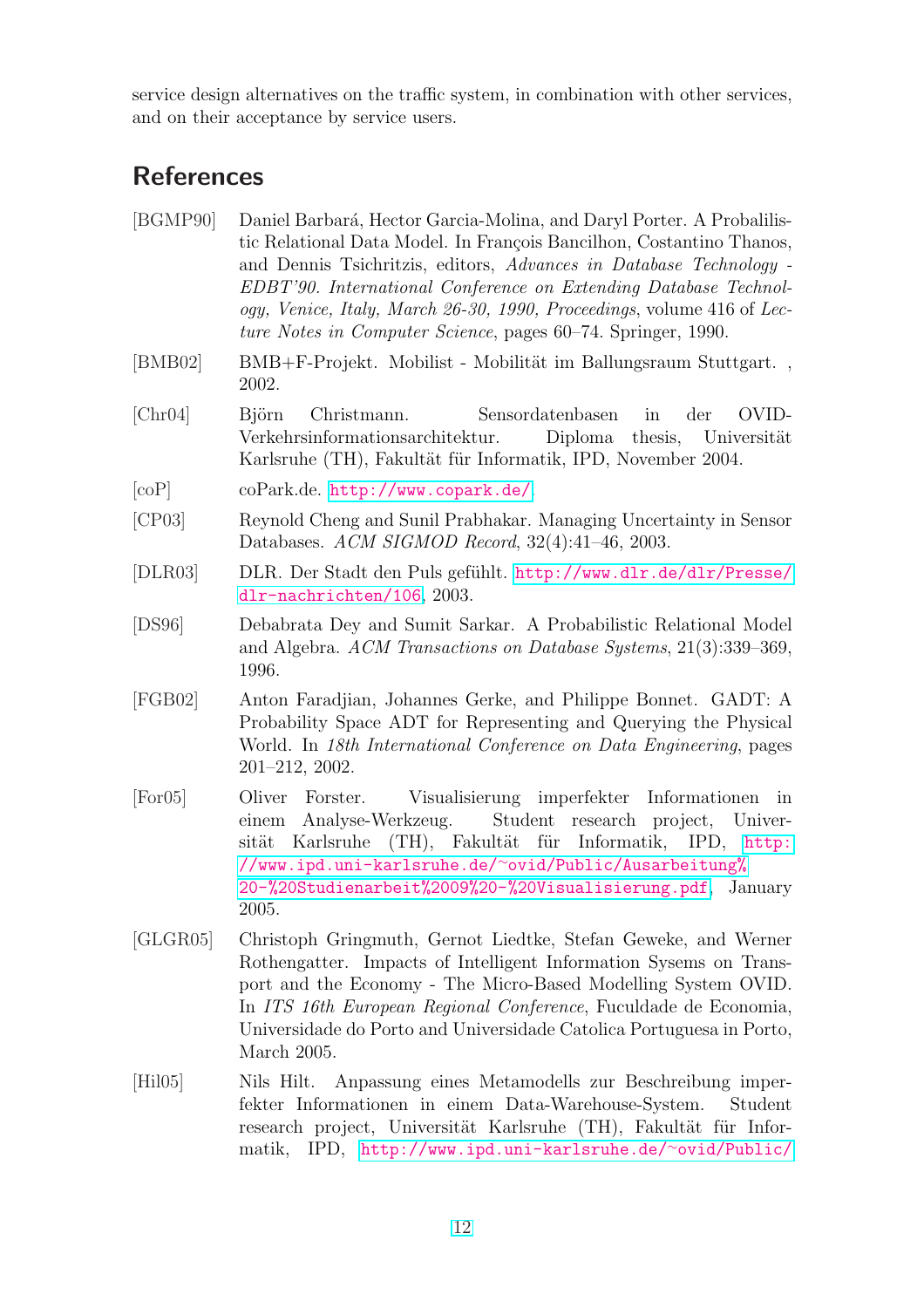service design alternatives on the traffic system, in combination with other services, and on their acceptance by service users.

## References

[BGMP90] Daniel Barbará, Hector Garcia-Molina, and Daryl Porter. A Probalilistic Relational Data Model. In François Bancilhon, Costantino Thanos, and Dennis Tsichritzis, editors, *Advances in Database Technology - EDBT'90. International Conference on Extending Database Technology, Venice, Italy, March 26-30, 1990, Proceedings*, volume 416 of *Lecture Notes in Computer Science*, pages 60–74. Springer, 1990.

[BMB02] BMB+F-Projekt. Mobilist - Mobilität im Ballungsraum Stuttgart. , 2002.

[Chr04] Björn Christmann. Sensordatenbasen in der OVID-Verkehrsinformationsarchitektur. Diploma thesis, Universität Karlsruhe (TH), Fakultät für Informatik, IPD, November 2004.

[coP] coPark.de. http://www.copark.de/.

[CP03] Reynold Cheng and Sunil Prabhakar. Managing Uncertainty in Sensor Databases. *ACM SIGMOD Record*, 32(4):41–46, 2003.

[DLR03] DLR. Der Stadt den Puls gefühlt. http://www.dlr.de/dlr/Presse/dlr-nachrichten/106, 2003.

[DS96] Debabrata Dey and Sumit Sarkar. A Probabilistic Relational Model and Algebra. *ACM Transactions on Database Systems*, 21(3):339–369, 1996.

[FGB02] Anton Faradjian, Johannes Gerke, and Philippe Bonnet. GADT: A Probability Space ADT for Representing and Querying the Physical World. In *18th International Conference on Data Engineering*, pages 201–212, 2002.

[For05] Oliver Forster. Visualisierung imperfekter Informationen in einem Analyse-Werkzeug. Student research project, Universität Karlsruhe (TH), Fakultät für Informatik, IPD, http://www.ipd.uni-karlsruhe.de/~ovid/Public/Ausarbeitung%20-%20Studienarbeit%2009%20-%20Visualisierung.pdf, January 2005.

[GLGR05] Christoph Gringmuth, Gernot Liedtke, Stefan Geweke, and Werner Rothengatter. Impacts of Intelligent Information Sysems on Transport and the Economy - The Micro-Based Modelling System OVID. In *ITS 16th European Regional Conference*, Fuculdade de Economia, Universidade do Porto and Universidade Catolica Portuguesa in Porto, March 2005.

[Hil05] Nils Hilt. Anpassung eines Metamodells zur Beschreibung imperfekter Informationen in einem Data-Warehouse-System. Student research project, Universität Karlsruhe (TH), Fakultät für Informatik, IPD, http://www.ipd.uni-karlsruhe.de/~ovid/Public/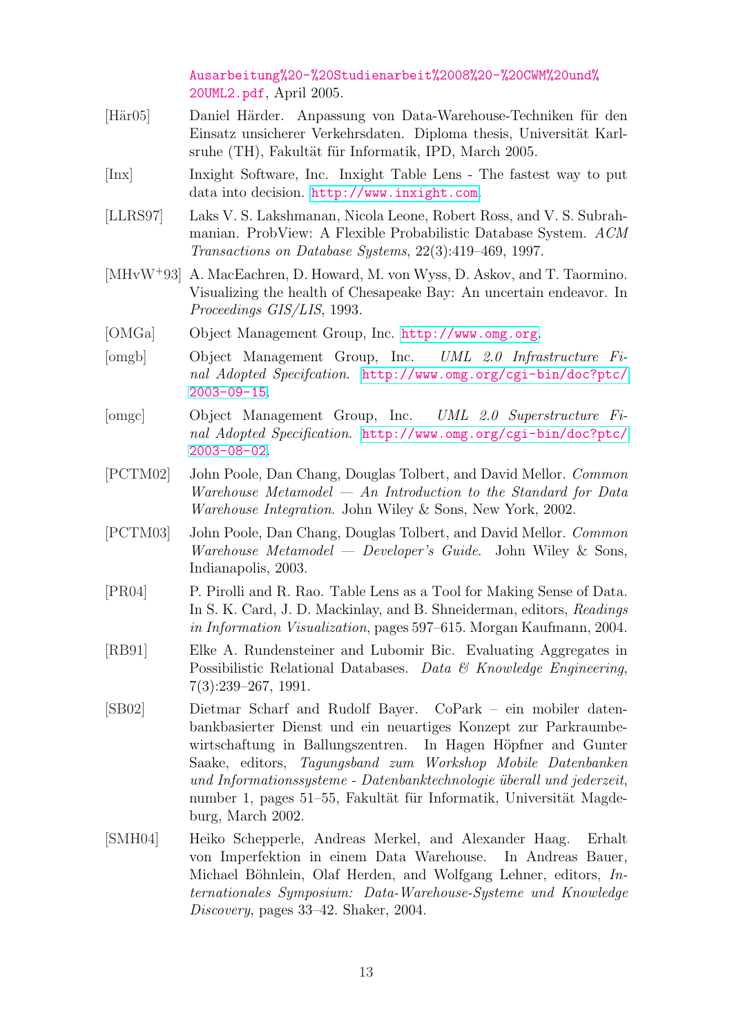Ausarbeitung%20-%20Studienarbeit%2008%20-%20CWM%20und%20UML2.pdf, April 2005.

[Här05] Daniel Härder. Anpassung von Data-Warehouse-Techniken für den Einsatz unsicherer Verkehrsdaten. Diploma thesis, Universität Karlsruhe (TH), Fakultät für Informatik, IPD, March 2005.

[Inx] Inxight Software, Inc. Inxight Table Lens - The fastest way to put data into decision. http://www.inxight.com.

[LLRS97] Laks V. S. Lakshmanan, Nicola Leone, Robert Ross, and V. S. Subrahmanian. ProbView: A Flexible Probabilistic Database System. *ACM Transactions on Database Systems*, 22(3):419–469, 1997.

[MHvW+93] A. MacEachren, D. Howard, M. von Wyss, D. Askov, and T. Taormino. Visualizing the health of Chesapeake Bay: An uncertain endeavor. In *Proceedings GIS/LIS*, 1993.

[OMGa] Object Management Group, Inc. http://www.omg.org.

[omgb] Object Management Group, Inc. *UML 2.0 Infrastructure Final Adopted Specfcation*. http://www.omg.org/cgi-bin/doc?ptc/2003-09-15.

[omgc] Object Management Group, Inc. *UML 2.0 Superstructure Final Adopted Specification*. http://www.omg.org/cgi-bin/doc?ptc/2003-08-02.

[PCTM02] John Poole, Dan Chang, Douglas Tolbert, and David Mellor. *Common Warehouse Metamodel — An Introduction to the Standard for Data Warehouse Integration*. John Wiley & Sons, New York, 2002.

[PCTM03] John Poole, Dan Chang, Douglas Tolbert, and David Mellor. *Common Warehouse Metamodel — Developer's Guide*. John Wiley & Sons, Indianapolis, 2003.

[PR04] P. Pirolli and R. Rao. Table Lens as a Tool for Making Sense of Data. In S. K. Card, J. D. Mackinlay, and B. Shneiderman, editors, *Readings in Information Visualization*, pages 597–615. Morgan Kaufmann, 2004.

[RB91] Elke A. Rundensteiner and Lubomir Bic. Evaluating Aggregates in Possibilistic Relational Databases. *Data & Knowledge Engineering*, 7(3):239–267, 1991.

[SB02] Dietmar Scharf and Rudolf Bayer. CoPark – ein mobiler datenbankbasierter Dienst und ein neuartiges Konzept zur Parkraumbewirtschaftung in Ballungszentren. In Hagen Höpfner and Gunter Saake, editors, *Tagungsband zum Workshop Mobile Datenbanken und Informationssysteme - Datenbanktechnologie überall und jederzeit*, number 1, pages 51–55, Fakultät für Informatik, Universität Magdeburg, March 2002.

[SMH04] Heiko Schepperle, Andreas Merkel, and Alexander Haag. Erhalt von Imperfektion in einem Data Warehouse. In Andreas Bauer, Michael Böhnlein, Olaf Herden, and Wolfgang Lehner, editors, *Internationales Symposium: Data-Warehouse-Systeme und Knowledge Discovery*, pages 33–42. Shaker, 2004.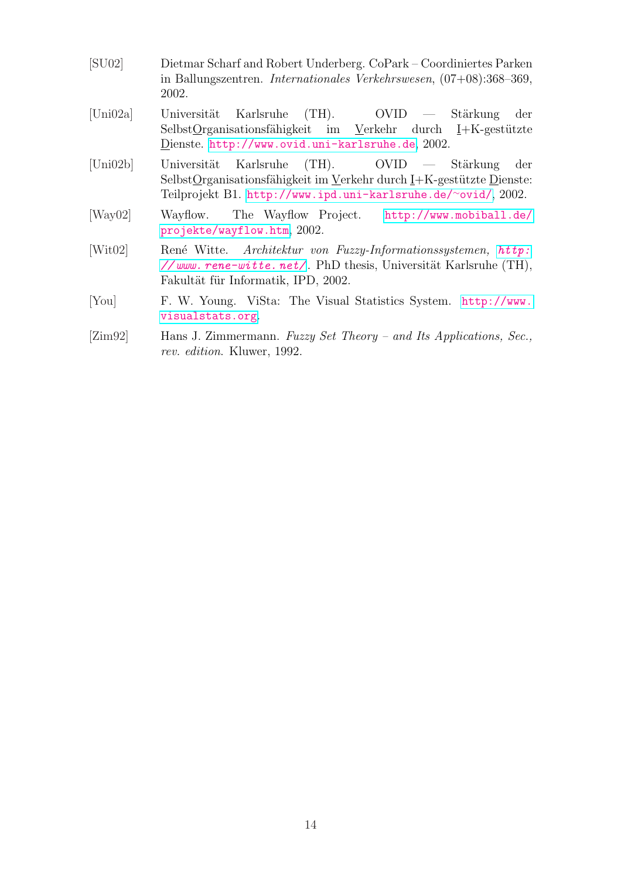[SU02] Dietmar Scharf and Robert Underberg. CoPark – Coordiniertes Parken in Ballungszentren. *Internationales Verkehrswesen*, (07+08):368–369, 2002.

[Uni02a] Universität Karlsruhe (TH). OVID — Stärkung der SelbstOrganisationsfähigkeit im Verkehr durch I+K-gestützte Dienste. http://www.ovid.uni-karlsruhe.de, 2002.

[Uni02b] Universität Karlsruhe (TH). OVID — Stärkung der SelbstOrganisationsfähigkeit im Verkehr durch I+K-gestützte Dienste: Teilprojekt B1. http://www.ipd.uni-karlsruhe.de/~ovid/, 2002.

[Way02] Wayflow. The Wayflow Project. http://www.mobiball.de/projekte/wayflow.htm, 2002.

[Wit02] René Witte. *Architektur von Fuzzy-Informationssystemen, http://www.rene-witte.net/*. PhD thesis, Universität Karlsruhe (TH), Fakultät für Informatik, IPD, 2002.

[You] F. W. Young. ViSta: The Visual Statistics System. http://www.visualstats.org.

[Zim92] Hans J. Zimmermann. *Fuzzy Set Theory – and Its Applications, Sec., rev. edition*. Kluwer, 1992.